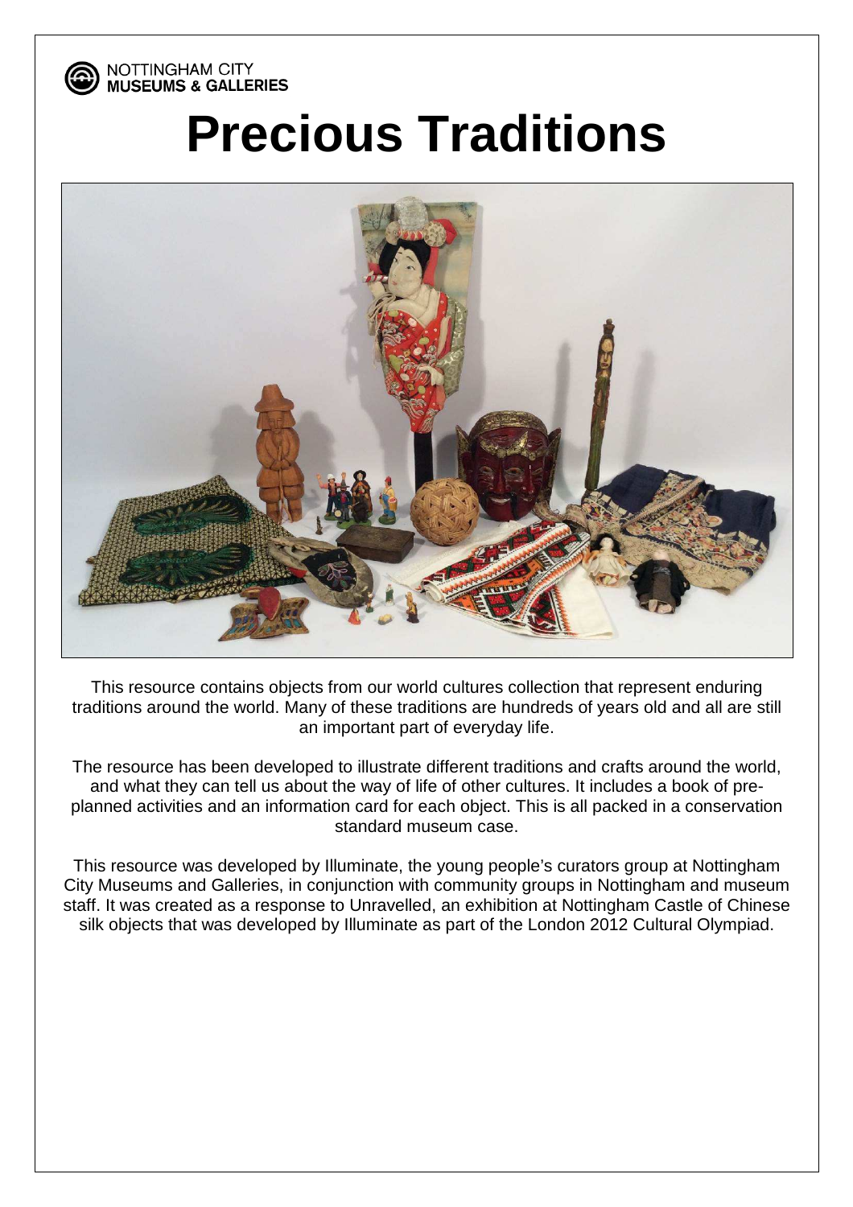NOTTINGHAM CITY
**MUSEUMS & GALLERIES**

# Precious Traditions

This resource contains objects from our world cultures collection that represent enduring traditions around the world. Many of these traditions are hundreds of years old and all are still an important part of everyday life.

The resource has been developed to illustrate different traditions and crafts around the world, and what they can tell us about the way of life of other cultures. It includes a book of pre-planned activities and an information card for each object. This is all packed in a conservation standard museum case.

This resource was developed by Illuminate, the young people's curators group at Nottingham City Museums and Galleries, in conjunction with community groups in Nottingham and museum staff. It was created as a response to Unravelled, an exhibition at Nottingham Castle of Chinese silk objects that was developed by Illuminate as part of the London 2012 Cultural Olympiad.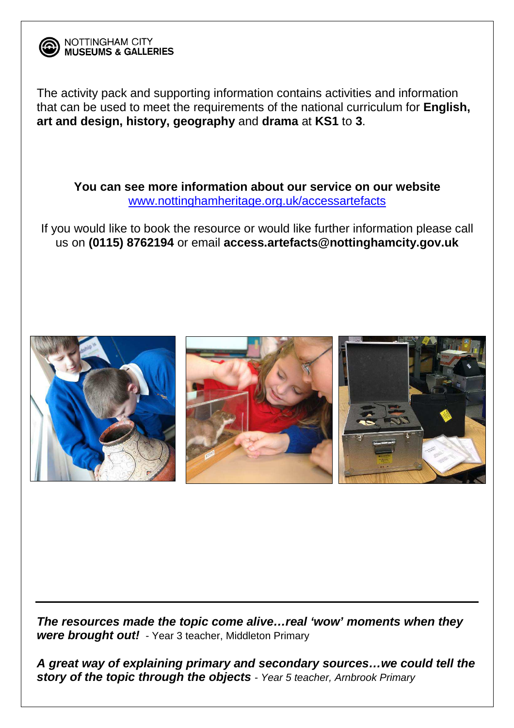NOTTINGHAM CITY
**MUSEUMS & GALLERIES**

The activity pack and supporting information contains activities and information that can be used to meet the requirements of the national curriculum for **English, art and design, history, geography** and **drama** at **KS1** to **3**.

**You can see more information about our service on our website**
[www.nottinghamheritage.org.uk/accessartefacts](http://www.nottinghamheritage.org.uk/accessartefacts)

If you would like to book the resource or would like further information please call us on **(0115) 8762194** or email **access.artefacts@nottinghamcity.gov.uk**

---

***The resources made the topic come alive…real 'wow' moments when they were brought out!*** - Year 3 teacher, Middleton Primary

***A great way of explaining primary and secondary sources…we could tell the story of the topic through the objects*** - *Year 5 teacher, Arnbrook Primary*